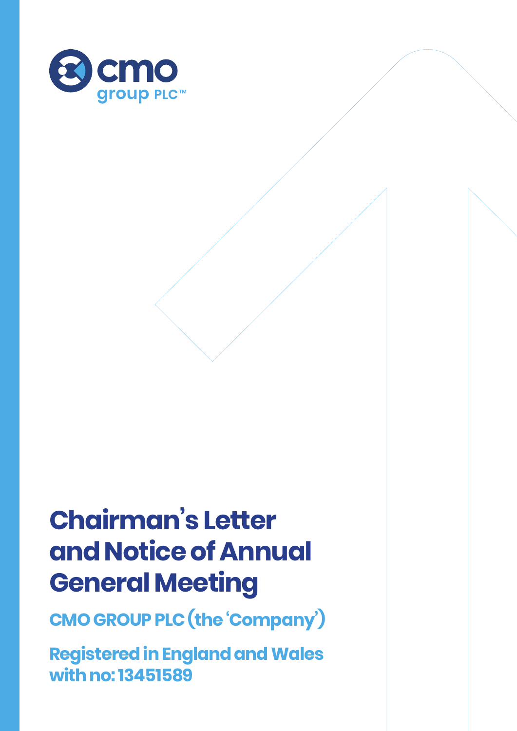cmo group PLC™

# Chairman's Letter and Notice of Annual General Meeting

**CMO GROUP PLC (the 'Company')**

**Registered in England and Wales with no: 13451589**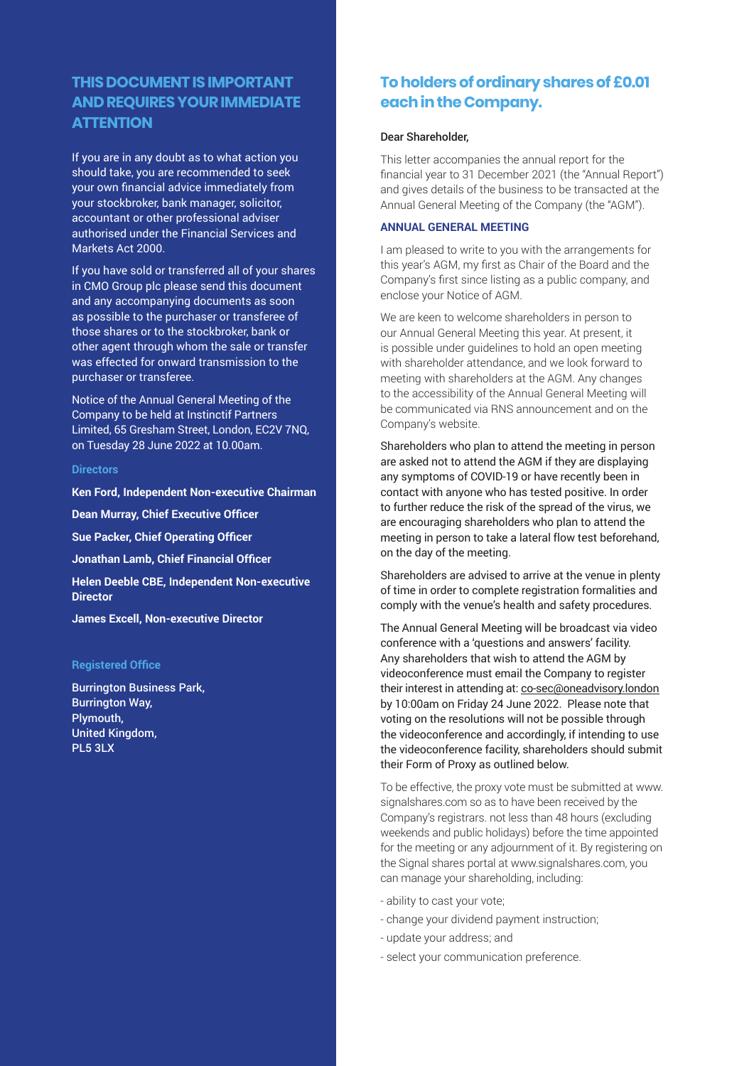## THIS DOCUMENT IS IMPORTANT AND REQUIRES YOUR IMMEDIATE ATTENTION

If you are in any doubt as to what action you should take, you are recommended to seek your own financial advice immediately from your stockbroker, bank manager, solicitor, accountant or other professional adviser authorised under the Financial Services and Markets Act 2000.

If you have sold or transferred all of your shares in CMO Group plc please send this document and any accompanying documents as soon as possible to the purchaser or transferee of those shares or to the stockbroker, bank or other agent through whom the sale or transfer was effected for onward transmission to the purchaser or transferee.

Notice of the Annual General Meeting of the Company to be held at Instinctif Partners Limited, 65 Gresham Street, London, EC2V 7NQ, on Tuesday 28 June 2022 at 10.00am.

### Directors

**Ken Ford, Independent Non-executive Chairman**

**Dean Murray, Chief Executive Officer**

**Sue Packer, Chief Operating Officer**

**Jonathan Lamb, Chief Financial Officer**

**Helen Deeble CBE, Independent Non-executive Director**

**James Excell, Non-executive Director**

### Registered Office

Burrington Business Park,
Burrington Way,
Plymouth,
United Kingdom,
PL5 3LX

## To holders of ordinary shares of £0.01 each in the Company.

Dear Shareholder,

This letter accompanies the annual report for the financial year to 31 December 2021 (the "Annual Report") and gives details of the business to be transacted at the Annual General Meeting of the Company (the "AGM").

### ANNUAL GENERAL MEETING

I am pleased to write to you with the arrangements for this year's AGM, my first as Chair of the Board and the Company's first since listing as a public company, and enclose your Notice of AGM.

We are keen to welcome shareholders in person to our Annual General Meeting this year. At present, it is possible under guidelines to hold an open meeting with shareholder attendance, and we look forward to meeting with shareholders at the AGM. Any changes to the accessibility of the Annual General Meeting will be communicated via RNS announcement and on the Company's website.

Shareholders who plan to attend the meeting in person are asked not to attend the AGM if they are displaying any symptoms of COVID-19 or have recently been in contact with anyone who has tested positive. In order to further reduce the risk of the spread of the virus, we are encouraging shareholders who plan to attend the meeting in person to take a lateral flow test beforehand, on the day of the meeting.

Shareholders are advised to arrive at the venue in plenty of time in order to complete registration formalities and comply with the venue's health and safety procedures.

The Annual General Meeting will be broadcast via video conference with a 'questions and answers' facility. Any shareholders that wish to attend the AGM by videoconference must email the Company to register their interest in attending at: co-sec@oneadvisory.london by 10:00am on Friday 24 June 2022. Please note that voting on the resolutions will not be possible through the videoconference and accordingly, if intending to use the videoconference facility, shareholders should submit their Form of Proxy as outlined below.

To be effective, the proxy vote must be submitted at www.signalshares.com so as to have been received by the Company's registrars. not less than 48 hours (excluding weekends and public holidays) before the time appointed for the meeting or any adjournment of it. By registering on the Signal shares portal at www.signalshares.com, you can manage your shareholding, including:

- ability to cast your vote;
- change your dividend payment instruction;
- update your address; and
- select your communication preference.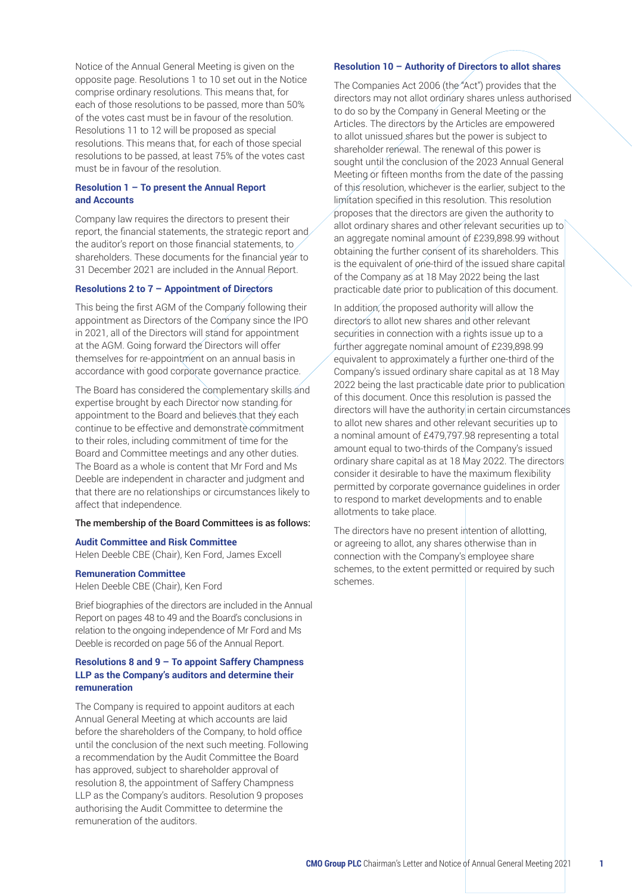Notice of the Annual General Meeting is given on the opposite page. Resolutions 1 to 10 set out in the Notice comprise ordinary resolutions. This means that, for each of those resolutions to be passed, more than 50% of the votes cast must be in favour of the resolution. Resolutions 11 to 12 will be proposed as special resolutions. This means that, for each of those special resolutions to be passed, at least 75% of the votes cast must be in favour of the resolution.

### Resolution 1 – To present the Annual Report and Accounts

Company law requires the directors to present their report, the financial statements, the strategic report and the auditor's report on those financial statements, to shareholders. These documents for the financial year to 31 December 2021 are included in the Annual Report.

### Resolutions 2 to 7 – Appointment of Directors

This being the first AGM of the Company following their appointment as Directors of the Company since the IPO in 2021, all of the Directors will stand for appointment at the AGM. Going forward the Directors will offer themselves for re-appointment on an annual basis in accordance with good corporate governance practice.

The Board has considered the complementary skills and expertise brought by each Director now standing for appointment to the Board and believes that they each continue to be effective and demonstrate commitment to their roles, including commitment of time for the Board and Committee meetings and any other duties. The Board as a whole is content that Mr Ford and Ms Deeble are independent in character and judgment and that there are no relationships or circumstances likely to affect that independence.

The membership of the Board Committees is as follows:

**Audit Committee and Risk Committee**
Helen Deeble CBE (Chair), Ken Ford, James Excell

**Remuneration Committee**
Helen Deeble CBE (Chair), Ken Ford

Brief biographies of the directors are included in the Annual Report on pages 48 to 49 and the Board's conclusions in relation to the ongoing independence of Mr Ford and Ms Deeble is recorded on page 56 of the Annual Report.

### Resolutions 8 and 9 – To appoint Saffery Champness LLP as the Company's auditors and determine their remuneration

The Company is required to appoint auditors at each Annual General Meeting at which accounts are laid before the shareholders of the Company, to hold office until the conclusion of the next such meeting. Following a recommendation by the Audit Committee the Board has approved, subject to shareholder approval of resolution 8, the appointment of Saffery Champness LLP as the Company's auditors. Resolution 9 proposes authorising the Audit Committee to determine the remuneration of the auditors.

### Resolution 10 – Authority of Directors to allot shares

The Companies Act 2006 (the "Act") provides that the directors may not allot ordinary shares unless authorised to do so by the Company in General Meeting or the Articles. The directors by the Articles are empowered to allot unissued shares but the power is subject to shareholder renewal. The renewal of this power is sought until the conclusion of the 2023 Annual General Meeting or fifteen months from the date of the passing of this resolution, whichever is the earlier, subject to the limitation specified in this resolution. This resolution proposes that the directors are given the authority to allot ordinary shares and other relevant securities up to an aggregate nominal amount of £239,898.99 without obtaining the further consent of its shareholders. This is the equivalent of one-third of the issued share capital of the Company as at 18 May 2022 being the last practicable date prior to publication of this document.

In addition, the proposed authority will allow the directors to allot new shares and other relevant securities in connection with a rights issue up to a further aggregate nominal amount of £239,898.99 equivalent to approximately a further one-third of the Company's issued ordinary share capital as at 18 May 2022 being the last practicable date prior to publication of this document. Once this resolution is passed the directors will have the authority in certain circumstances to allot new shares and other relevant securities up to a nominal amount of £479,797.98 representing a total amount equal to two-thirds of the Company's issued ordinary share capital as at 18 May 2022. The directors consider it desirable to have the maximum flexibility permitted by corporate governance guidelines in order to respond to market developments and to enable allotments to take place.

The directors have no present intention of allotting, or agreeing to allot, any shares otherwise than in connection with the Company's employee share schemes, to the extent permitted or required by such schemes.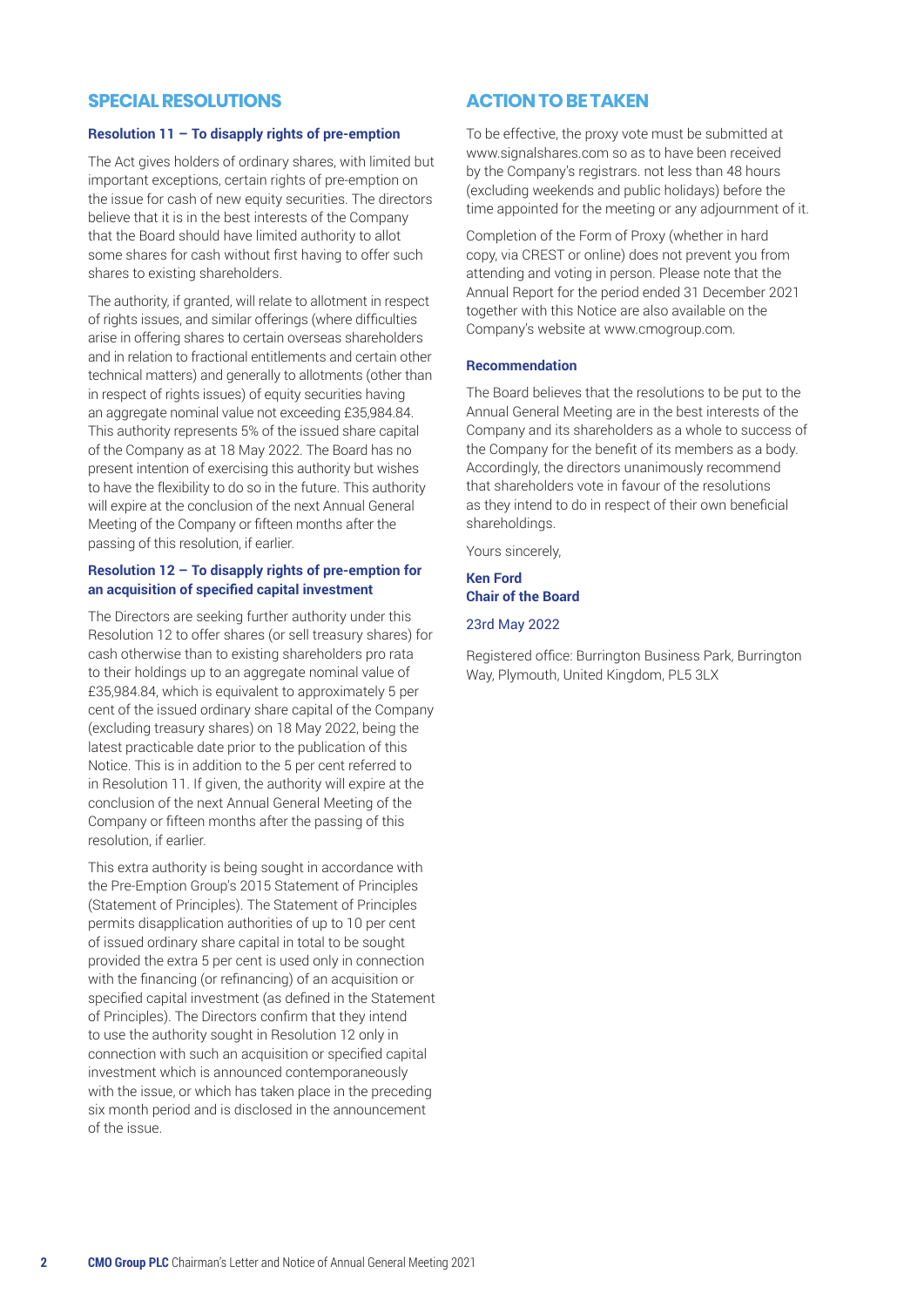## SPECIAL RESOLUTIONS

### Resolution 11 – To disapply rights of pre-emption

The Act gives holders of ordinary shares, with limited but important exceptions, certain rights of pre-emption on the issue for cash of new equity securities. The directors believe that it is in the best interests of the Company that the Board should have limited authority to allot some shares for cash without first having to offer such shares to existing shareholders.

The authority, if granted, will relate to allotment in respect of rights issues, and similar offerings (where difficulties arise in offering shares to certain overseas shareholders and in relation to fractional entitlements and certain other technical matters) and generally to allotments (other than in respect of rights issues) of equity securities having an aggregate nominal value not exceeding £35,984.84. This authority represents 5% of the issued share capital of the Company as at 18 May 2022. The Board has no present intention of exercising this authority but wishes to have the flexibility to do so in the future. This authority will expire at the conclusion of the next Annual General Meeting of the Company or fifteen months after the passing of this resolution, if earlier.

### Resolution 12 – To disapply rights of pre-emption for an acquisition of specified capital investment

The Directors are seeking further authority under this Resolution 12 to offer shares (or sell treasury shares) for cash otherwise than to existing shareholders pro rata to their holdings up to an aggregate nominal value of £35,984.84, which is equivalent to approximately 5 per cent of the issued ordinary share capital of the Company (excluding treasury shares) on 18 May 2022, being the latest practicable date prior to the publication of this Notice. This is in addition to the 5 per cent referred to in Resolution 11. If given, the authority will expire at the conclusion of the next Annual General Meeting of the Company or fifteen months after the passing of this resolution, if earlier.

This extra authority is being sought in accordance with the Pre-Emption Group's 2015 Statement of Principles (Statement of Principles). The Statement of Principles permits disapplication authorities of up to 10 per cent of issued ordinary share capital in total to be sought provided the extra 5 per cent is used only in connection with the financing (or refinancing) of an acquisition or specified capital investment (as defined in the Statement of Principles). The Directors confirm that they intend to use the authority sought in Resolution 12 only in connection with such an acquisition or specified capital investment which is announced contemporaneously with the issue, or which has taken place in the preceding six month period and is disclosed in the announcement of the issue.

## ACTION TO BE TAKEN

To be effective, the proxy vote must be submitted at www.signalshares.com so as to have been received by the Company's registrars. not less than 48 hours (excluding weekends and public holidays) before the time appointed for the meeting or any adjournment of it.

Completion of the Form of Proxy (whether in hard copy, via CREST or online) does not prevent you from attending and voting in person. Please note that the Annual Report for the period ended 31 December 2021 together with this Notice are also available on the Company's website at www.cmogroup.com.

### Recommendation

The Board believes that the resolutions to be put to the Annual General Meeting are in the best interests of the Company and its shareholders as a whole to success of the Company for the benefit of its members as a body. Accordingly, the directors unanimously recommend that shareholders vote in favour of the resolutions as they intend to do in respect of their own beneficial shareholdings.

Yours sincerely,

**Ken Ford**
**Chair of the Board**

23rd May 2022

Registered office: Burrington Business Park, Burrington Way, Plymouth, United Kingdom, PL5 3LX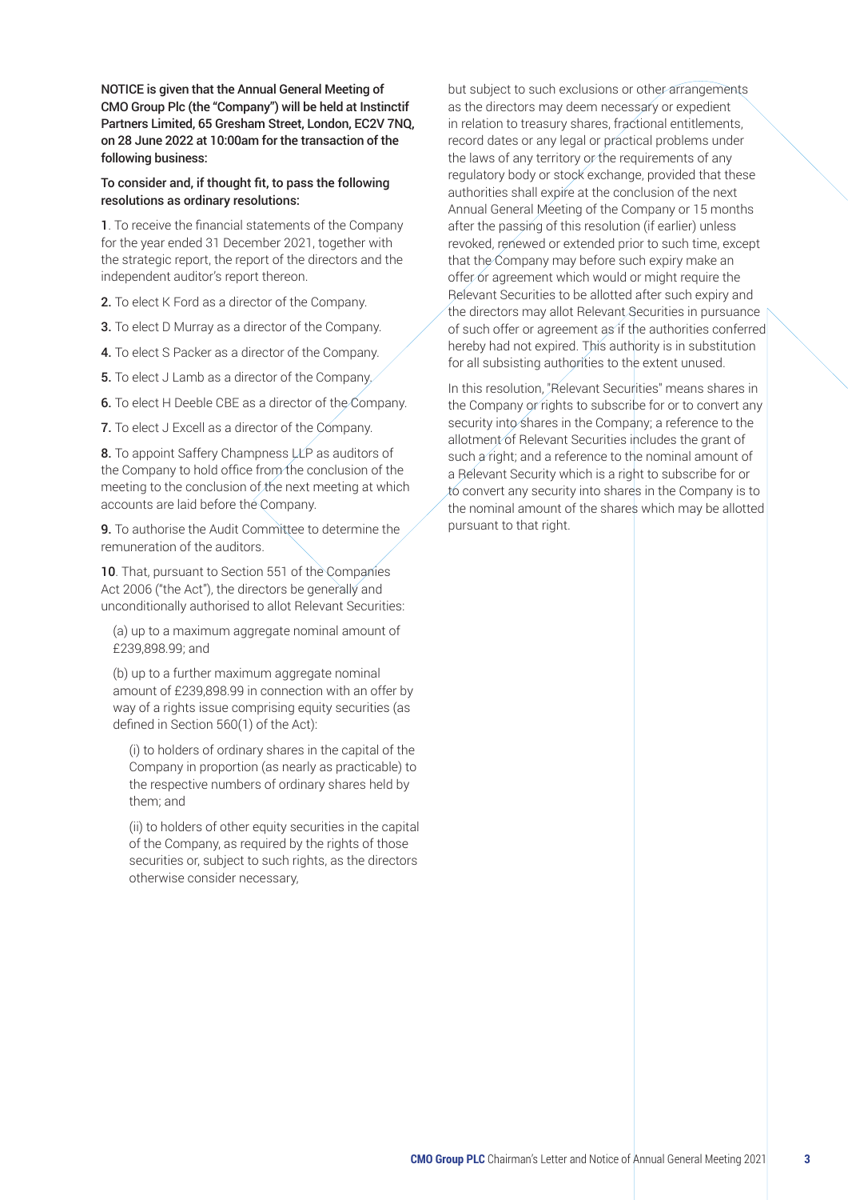**NOTICE is given that the Annual General Meeting of CMO Group Plc (the "Company") will be held at Instinctif Partners Limited, 65 Gresham Street, London, EC2V 7NQ, on 28 June 2022 at 10:00am for the transaction of the following business:**

**To consider and, if thought fit, to pass the following resolutions as ordinary resolutions:**

**1**. To receive the financial statements of the Company for the year ended 31 December 2021, together with the strategic report, the report of the directors and the independent auditor's report thereon.

**2.** To elect K Ford as a director of the Company.

**3.** To elect D Murray as a director of the Company.

**4.** To elect S Packer as a director of the Company.

**5.** To elect J Lamb as a director of the Company.

**6.** To elect H Deeble CBE as a director of the Company.

**7.** To elect J Excell as a director of the Company.

**8.** To appoint Saffery Champness LLP as auditors of the Company to hold office from the conclusion of the meeting to the conclusion of the next meeting at which accounts are laid before the Company.

**9.** To authorise the Audit Committee to determine the remuneration of the auditors.

**10**. That, pursuant to Section 551 of the Companies Act 2006 ("the Act"), the directors be generally and unconditionally authorised to allot Relevant Securities:

(a) up to a maximum aggregate nominal amount of £239,898.99; and

(b) up to a further maximum aggregate nominal amount of £239,898.99 in connection with an offer by way of a rights issue comprising equity securities (as defined in Section 560(1) of the Act):

(i) to holders of ordinary shares in the capital of the Company in proportion (as nearly as practicable) to the respective numbers of ordinary shares held by them; and

(ii) to holders of other equity securities in the capital of the Company, as required by the rights of those securities or, subject to such rights, as the directors otherwise consider necessary,

but subject to such exclusions or other arrangements as the directors may deem necessary or expedient in relation to treasury shares, fractional entitlements, record dates or any legal or practical problems under the laws of any territory or the requirements of any regulatory body or stock exchange, provided that these authorities shall expire at the conclusion of the next Annual General Meeting of the Company or 15 months after the passing of this resolution (if earlier) unless revoked, renewed or extended prior to such time, except that the Company may before such expiry make an offer or agreement which would or might require the Relevant Securities to be allotted after such expiry and the directors may allot Relevant Securities in pursuance of such offer or agreement as if the authorities conferred hereby had not expired. This authority is in substitution for all subsisting authorities to the extent unused.

In this resolution, "Relevant Securities" means shares in the Company or rights to subscribe for or to convert any security into shares in the Company; a reference to the allotment of Relevant Securities includes the grant of such a right; and a reference to the nominal amount of a Relevant Security which is a right to subscribe for or to convert any security into shares in the Company is to the nominal amount of the shares which may be allotted pursuant to that right.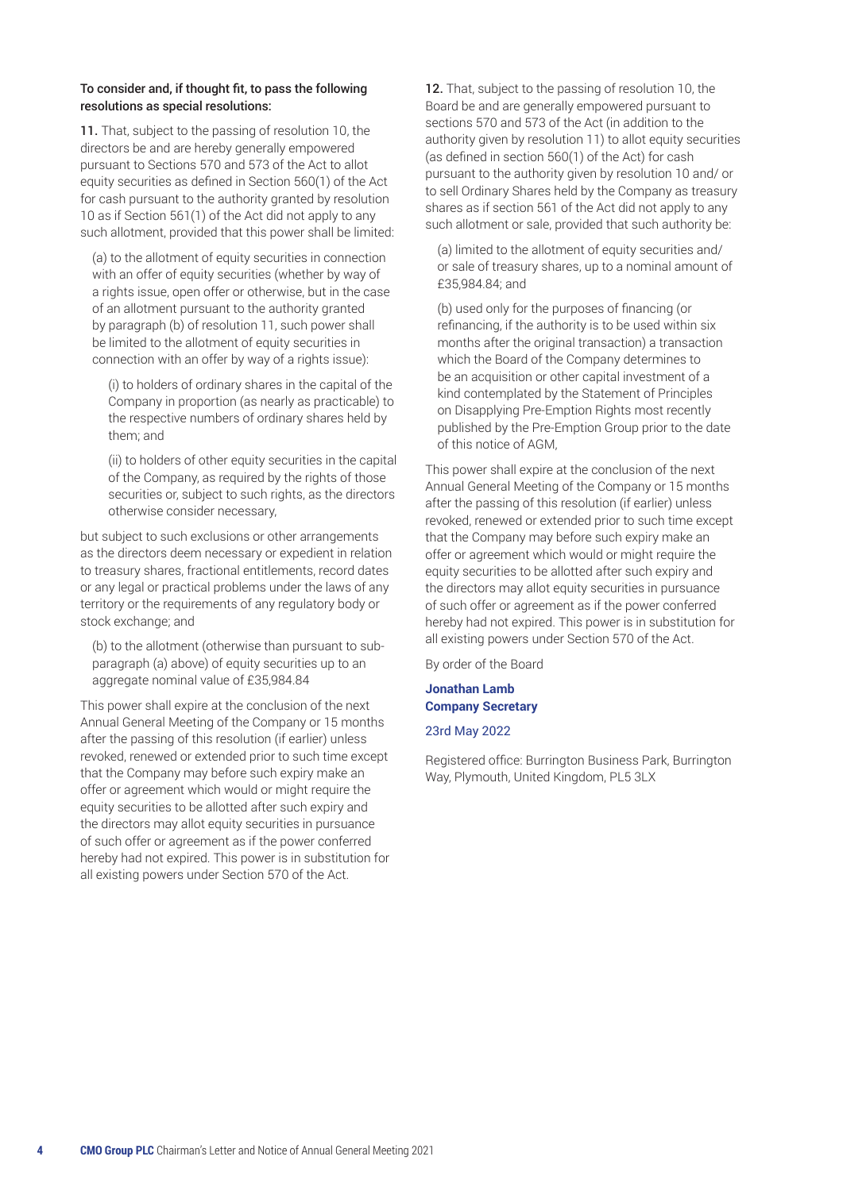**To consider and, if thought fit, to pass the following resolutions as special resolutions:**

**11.** That, subject to the passing of resolution 10, the directors be and are hereby generally empowered pursuant to Sections 570 and 573 of the Act to allot equity securities as defined in Section 560(1) of the Act for cash pursuant to the authority granted by resolution 10 as if Section 561(1) of the Act did not apply to any such allotment, provided that this power shall be limited:

(a) to the allotment of equity securities in connection with an offer of equity securities (whether by way of a rights issue, open offer or otherwise, but in the case of an allotment pursuant to the authority granted by paragraph (b) of resolution 11, such power shall be limited to the allotment of equity securities in connection with an offer by way of a rights issue):

(i) to holders of ordinary shares in the capital of the Company in proportion (as nearly as practicable) to the respective numbers of ordinary shares held by them; and

(ii) to holders of other equity securities in the capital of the Company, as required by the rights of those securities or, subject to such rights, as the directors otherwise consider necessary,

but subject to such exclusions or other arrangements as the directors deem necessary or expedient in relation to treasury shares, fractional entitlements, record dates or any legal or practical problems under the laws of any territory or the requirements of any regulatory body or stock exchange; and

(b) to the allotment (otherwise than pursuant to sub-paragraph (a) above) of equity securities up to an aggregate nominal value of £35,984.84

This power shall expire at the conclusion of the next Annual General Meeting of the Company or 15 months after the passing of this resolution (if earlier) unless revoked, renewed or extended prior to such time except that the Company may before such expiry make an offer or agreement which would or might require the equity securities to be allotted after such expiry and the directors may allot equity securities in pursuance of such offer or agreement as if the power conferred hereby had not expired. This power is in substitution for all existing powers under Section 570 of the Act.

**12.** That, subject to the passing of resolution 10, the Board be and are generally empowered pursuant to sections 570 and 573 of the Act (in addition to the authority given by resolution 11) to allot equity securities (as defined in section 560(1) of the Act) for cash pursuant to the authority given by resolution 10 and/ or to sell Ordinary Shares held by the Company as treasury shares as if section 561 of the Act did not apply to any such allotment or sale, provided that such authority be:

(a) limited to the allotment of equity securities and/ or sale of treasury shares, up to a nominal amount of £35,984.84; and

(b) used only for the purposes of financing (or refinancing, if the authority is to be used within six months after the original transaction) a transaction which the Board of the Company determines to be an acquisition or other capital investment of a kind contemplated by the Statement of Principles on Disapplying Pre-Emption Rights most recently published by the Pre-Emption Group prior to the date of this notice of AGM,

This power shall expire at the conclusion of the next Annual General Meeting of the Company or 15 months after the passing of this resolution (if earlier) unless revoked, renewed or extended prior to such time except that the Company may before such expiry make an offer or agreement which would or might require the equity securities to be allotted after such expiry and the directors may allot equity securities in pursuance of such offer or agreement as if the power conferred hereby had not expired. This power is in substitution for all existing powers under Section 570 of the Act.

By order of the Board

**Jonathan Lamb**
**Company Secretary**

23rd May 2022

Registered office: Burrington Business Park, Burrington Way, Plymouth, United Kingdom, PL5 3LX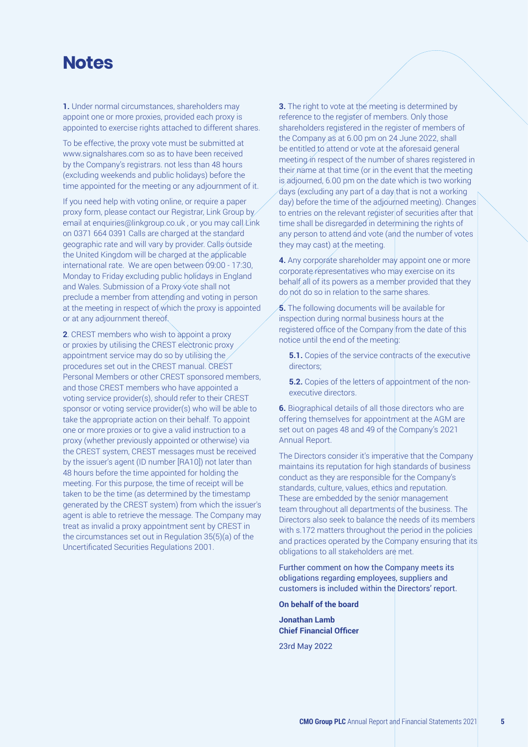# Notes

**1.** Under normal circumstances, shareholders may appoint one or more proxies, provided each proxy is appointed to exercise rights attached to different shares.

To be effective, the proxy vote must be submitted at www.signalshares.com so as to have been received by the Company's registrars. not less than 48 hours (excluding weekends and public holidays) before the time appointed for the meeting or any adjournment of it.

If you need help with voting online, or require a paper proxy form, please contact our Registrar, Link Group by email at enquiries@linkgroup.co.uk , or you may call Link on 0371 664 0391 Calls are charged at the standard geographic rate and will vary by provider. Calls outside the United Kingdom will be charged at the applicable international rate. We are open between 09:00 - 17:30, Monday to Friday excluding public holidays in England and Wales. Submission of a Proxy vote shall not preclude a member from attending and voting in person at the meeting in respect of which the proxy is appointed or at any adjournment thereof.

**2**. CREST members who wish to appoint a proxy or proxies by utilising the CREST electronic proxy appointment service may do so by utilising the procedures set out in the CREST manual. CREST Personal Members or other CREST sponsored members, and those CREST members who have appointed a voting service provider(s), should refer to their CREST sponsor or voting service provider(s) who will be able to take the appropriate action on their behalf. To appoint one or more proxies or to give a valid instruction to a proxy (whether previously appointed or otherwise) via the CREST system, CREST messages must be received by the issuer's agent (ID number [RA10]) not later than 48 hours before the time appointed for holding the meeting. For this purpose, the time of receipt will be taken to be the time (as determined by the timestamp generated by the CREST system) from which the issuer's agent is able to retrieve the message. The Company may treat as invalid a proxy appointment sent by CREST in the circumstances set out in Regulation 35(5)(a) of the Uncertificated Securities Regulations 2001.

**3.** The right to vote at the meeting is determined by reference to the register of members. Only those shareholders registered in the register of members of the Company as at 6.00 pm on 24 June 2022, shall be entitled to attend or vote at the aforesaid general meeting in respect of the number of shares registered in their name at that time (or in the event that the meeting is adjourned, 6.00 pm on the date which is two working days (excluding any part of a day that is not a working day) before the time of the adjourned meeting). Changes to entries on the relevant register of securities after that time shall be disregarded in determining the rights of any person to attend and vote (and the number of votes they may cast) at the meeting.

**4.** Any corporate shareholder may appoint one or more corporate representatives who may exercise on its behalf all of its powers as a member provided that they do not do so in relation to the same shares.

**5.** The following documents will be available for inspection during normal business hours at the registered office of the Company from the date of this notice until the end of the meeting:

**5.1.** Copies of the service contracts of the executive directors;

**5.2.** Copies of the letters of appointment of the non-executive directors.

**6.** Biographical details of all those directors who are offering themselves for appointment at the AGM are set out on pages 48 and 49 of the Company's 2021 Annual Report.

The Directors consider it's imperative that the Company maintains its reputation for high standards of business conduct as they are responsible for the Company's standards, culture, values, ethics and reputation. These are embedded by the senior management team throughout all departments of the business. The Directors also seek to balance the needs of its members with s.172 matters throughout the period in the policies and practices operated by the Company ensuring that its obligations to all stakeholders are met.

Further comment on how the Company meets its obligations regarding employees, suppliers and customers is included within the Directors' report.

**On behalf of the board**

**Jonathan Lamb**
**Chief Financial Officer**

23rd May 2022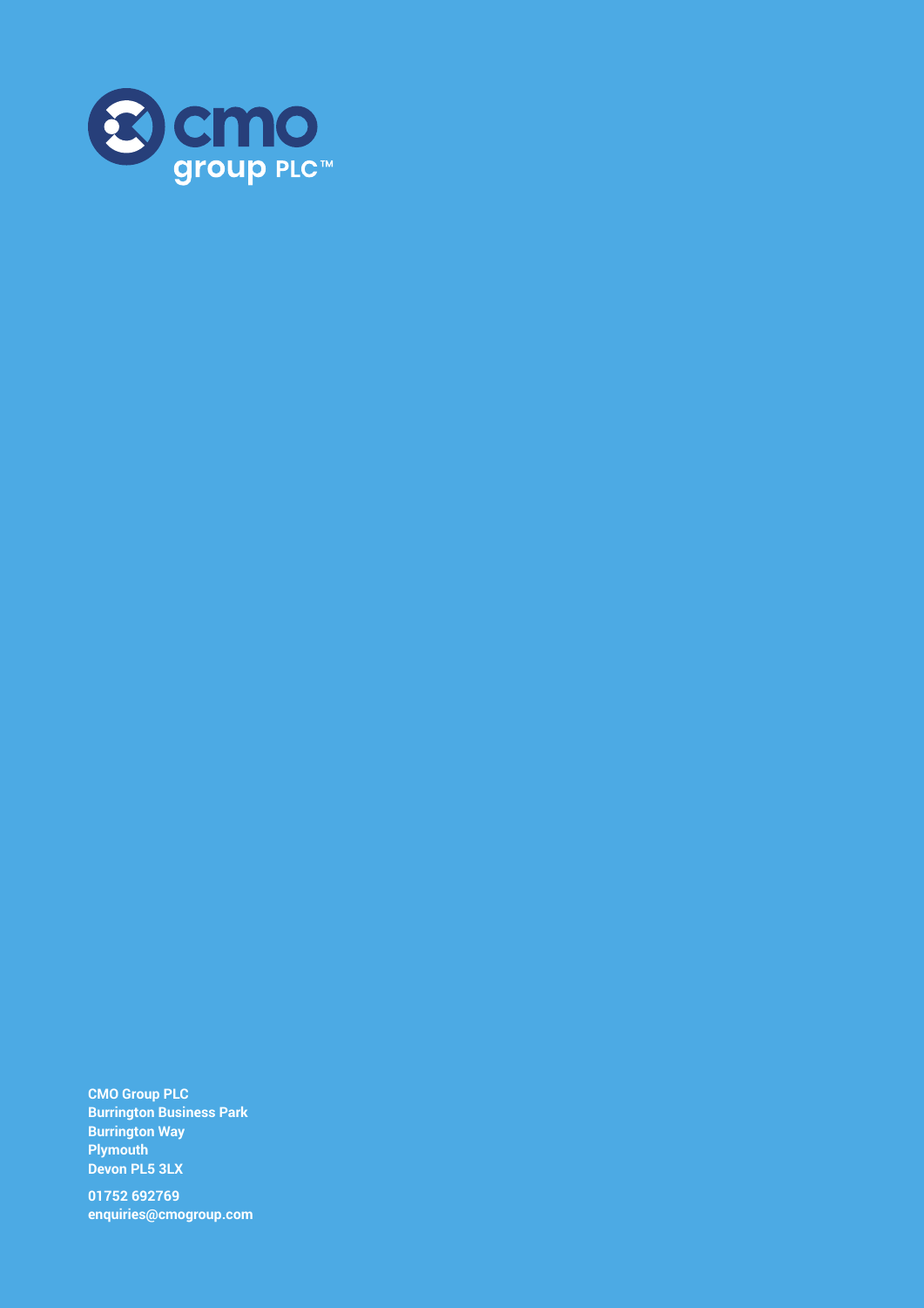cmo group PLC™

CMO Group PLC
Burrington Business Park
Burrington Way
Plymouth
Devon PL5 3LX

01752 692769
enquiries@cmogroup.com